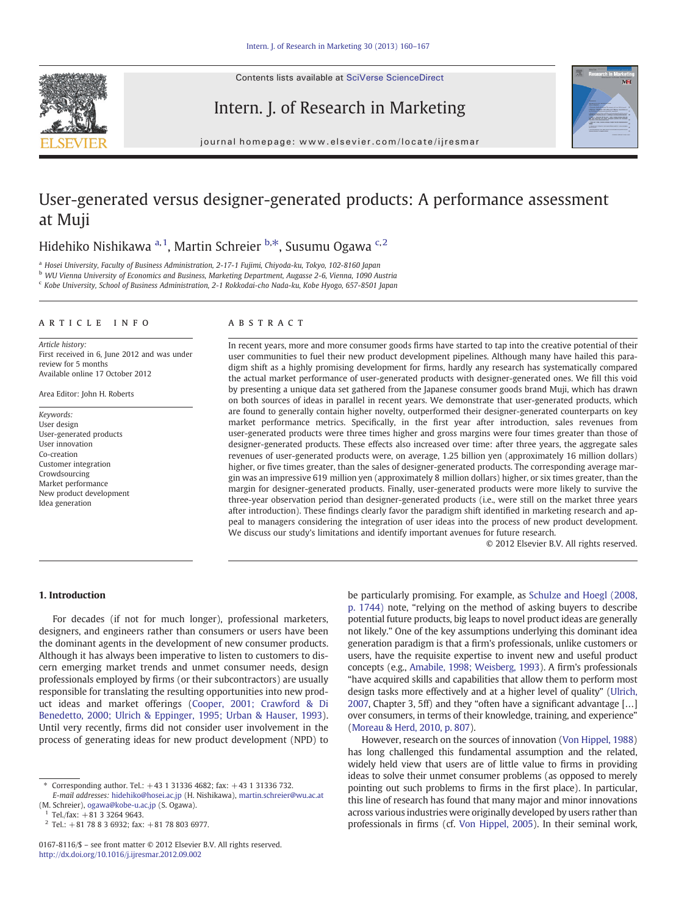Contents lists available at SciVerse ScienceDirect

# Intern. J. of Research in Marketing

journal homepage: www.elsevier.com/locate/ijresmar

# User-generated versus designer-generated products: A performance assessment at Muji

Hidehiko Nishikawa [a,1], Martin Schreier [b,*], Susumu Ogawa [c,2]

[a] Hosei University, Faculty of Business Administration, 2-17-1 Fujimi, Chiyoda-ku, Tokyo, 102-8160 Japan
[b] WU Vienna University of Economics and Business, Marketing Department, Augasse 2-6, Vienna, 1090 Austria
[c] Kobe University, School of Business Administration, 2-1 Rokkodai-cho Nada-ku, Kobe Hyogo, 657-8501 Japan

## ARTICLE INFO

*Article history:*
First received in 6, June 2012 and was under review for 5 months
Available online 17 October 2012

Area Editor: John H. Roberts

*Keywords:*
User design
User-generated products
User innovation
Co-creation
Customer integration
Crowdsourcing
Market performance
New product development
Idea generation

## ABSTRACT

In recent years, more and more consumer goods firms have started to tap into the creative potential of their user communities to fuel their new product development pipelines. Although many have hailed this paradigm shift as a highly promising development for firms, hardly any research has systematically compared the actual market performance of user-generated products with designer-generated ones. We fill this void by presenting a unique data set gathered from the Japanese consumer goods brand Muji, which has drawn on both sources of ideas in parallel in recent years. We demonstrate that user-generated products, which are found to generally contain higher novelty, outperformed their designer-generated counterparts on key market performance metrics. Specifically, in the first year after introduction, sales revenues from user-generated products were three times higher and gross margins were four times greater than those of designer-generated products. These effects also increased over time: after three years, the aggregate sales revenues of user-generated products were, on average, 1.25 billion yen (approximately 16 million dollars) higher, or five times greater, than the sales of designer-generated products. The corresponding average margin was an impressive 619 million yen (approximately 8 million dollars) higher, or six times greater, than the margin for designer-generated products. Finally, user-generated products were more likely to survive the three-year observation period than designer-generated products (i.e., were still on the market three years after introduction). These findings clearly favor the paradigm shift identified in marketing research and appeal to managers considering the integration of user ideas into the process of new product development. We discuss our study's limitations and identify important avenues for future research.

© 2012 Elsevier B.V. All rights reserved.

## 1. Introduction

For decades (if not for much longer), professional marketers, designers, and engineers rather than consumers or users have been the dominant agents in the development of new consumer products. Although it has always been imperative to listen to customers to discern emerging market trends and unmet consumer needs, design professionals employed by firms (or their subcontractors) are usually responsible for translating the resulting opportunities into new product ideas and market offerings (Cooper, 2001; Crawford & Di Benedetto, 2000; Ulrich & Eppinger, 1995; Urban & Hauser, 1993). Until very recently, firms did not consider user involvement in the process of generating ideas for new product development (NPD) to be particularly promising. For example, as Schulze and Hoegl (2008, p. 1744) note, "relying on the method of asking buyers to describe potential future products, big leaps to novel product ideas are generally not likely." One of the key assumptions underlying this dominant idea generation paradigm is that a firm's professionals, unlike customers or users, have the requisite expertise to invent new and useful product concepts (e.g., Amabile, 1998; Weisberg, 1993). A firm's professionals "have acquired skills and capabilities that allow them to perform most design tasks more effectively and at a higher level of quality" (Ulrich, 2007, Chapter 3, 5ff) and they "often have a significant advantage […] over consumers, in terms of their knowledge, training, and experience" (Moreau & Herd, 2010, p. 807).

However, research on the sources of innovation (Von Hippel, 1988) has long challenged this fundamental assumption and the related, widely held view that users are of little value to firms in providing ideas to solve their unmet consumer problems (as opposed to merely pointing out such problems to firms in the first place). In particular, this line of research has found that many major and minor innovations across various industries were originally developed by users rather than professionals in firms (cf. Von Hippel, 2005). In their seminal work,

\* Corresponding author. Tel.: +43 1 31336 4682; fax: +43 1 31336 732.
*E-mail addresses:* hidehiko@hosei.ac.jp (H. Nishikawa), martin.schreier@wu.ac.at (M. Schreier), ogawa@kobe-u.ac.jp (S. Ogawa).
[1] Tel./fax: +81 3 3264 9643.
[2] Tel.: +81 78 8 3 6932; fax: +81 78 803 6977.

0167-8116/$ – see front matter © 2012 Elsevier B.V. All rights reserved.
http://dx.doi.org/10.1016/j.ijresmar.2012.09.002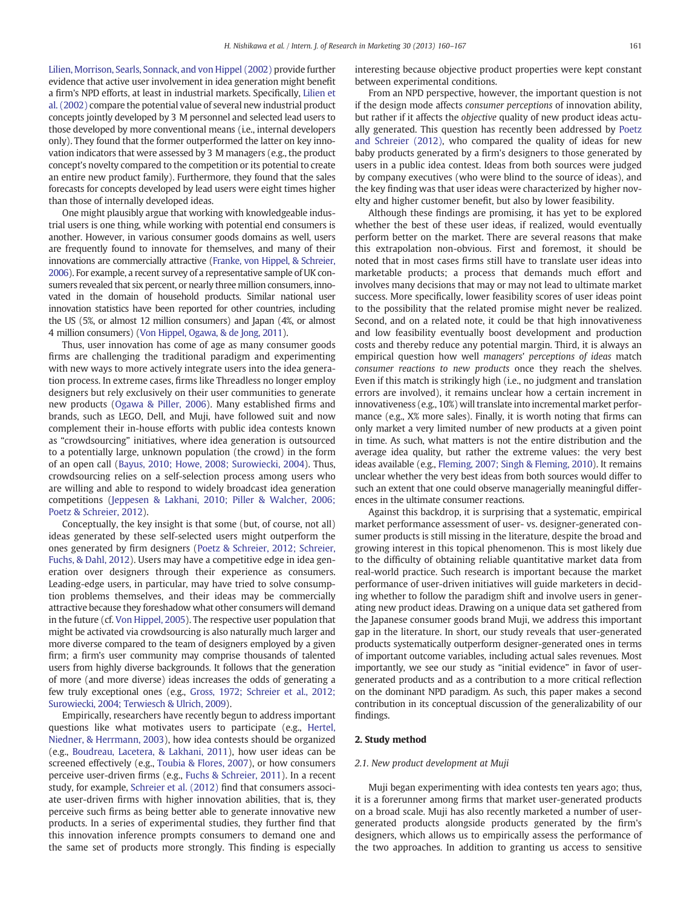Lilien, Morrison, Searls, Sonnack, and von Hippel (2002) provide further evidence that active user involvement in idea generation might benefit a firm's NPD efforts, at least in industrial markets. Specifically, Lilien et al. (2002) compare the potential value of several new industrial product concepts jointly developed by 3 M personnel and selected lead users to those developed by more conventional means (i.e., internal developers only). They found that the former outperformed the latter on key innovation indicators that were assessed by 3 M managers (e.g., the product concept's novelty compared to the competition or its potential to create an entire new product family). Furthermore, they found that the sales forecasts for concepts developed by lead users were eight times higher than those of internally developed ideas.

One might plausibly argue that working with knowledgeable industrial users is one thing, while working with potential end consumers is another. However, in various consumer goods domains as well, users are frequently found to innovate for themselves, and many of their innovations are commercially attractive (Franke, von Hippel, & Schreier, 2006). For example, a recent survey of a representative sample of UK consumers revealed that six percent, or nearly three million consumers, innovated in the domain of household products. Similar national user innovation statistics have been reported for other countries, including the US (5%, or almost 12 million consumers) and Japan (4%, or almost 4 million consumers) (Von Hippel, Ogawa, & de Jong, 2011).

Thus, user innovation has come of age as many consumer goods firms are challenging the traditional paradigm and experimenting with new ways to more actively integrate users into the idea generation process. In extreme cases, firms like Threadless no longer employ designers but rely exclusively on their user communities to generate new products (Ogawa & Piller, 2006). Many established firms and brands, such as LEGO, Dell, and Muji, have followed suit and now complement their in-house efforts with public idea contests known as "crowdsourcing" initiatives, where idea generation is outsourced to a potentially large, unknown population (the crowd) in the form of an open call (Bayus, 2010; Howe, 2008; Surowiecki, 2004). Thus, crowdsourcing relies on a self-selection process among users who are willing and able to respond to widely broadcast idea generation competitions (Jeppesen & Lakhani, 2010; Piller & Walcher, 2006; Poetz & Schreier, 2012).

Conceptually, the key insight is that some (but, of course, not all) ideas generated by these self-selected users might outperform the ones generated by firm designers (Poetz & Schreier, 2012; Schreier, Fuchs, & Dahl, 2012). Users may have a competitive edge in idea generation over designers through their experience as consumers. Leading-edge users, in particular, may have tried to solve consumption problems themselves, and their ideas may be commercially attractive because they foreshadow what other consumers will demand in the future (cf. Von Hippel, 2005). The respective user population that might be activated via crowdsourcing is also naturally much larger and more diverse compared to the team of designers employed by a given firm; a firm's user community may comprise thousands of talented users from highly diverse backgrounds. It follows that the generation of more (and more diverse) ideas increases the odds of generating a few truly exceptional ones (e.g., Gross, 1972; Schreier et al., 2012; Surowiecki, 2004; Terwiesch & Ulrich, 2009).

Empirically, researchers have recently begun to address important questions like what motivates users to participate (e.g., Hertel, Niedner, & Herrmann, 2003), how idea contests should be organized (e.g., Boudreau, Lacetera, & Lakhani, 2011), how user ideas can be screened effectively (e.g., Toubia & Flores, 2007), or how consumers perceive user-driven firms (e.g., Fuchs & Schreier, 2011). In a recent study, for example, Schreier et al. (2012) find that consumers associate user-driven firms with higher innovation abilities, that is, they perceive such firms as being better able to generate innovative new products. In a series of experimental studies, they further find that this innovation inference prompts consumers to demand one and the same set of products more strongly. This finding is especially interesting because objective product properties were kept constant between experimental conditions.

From an NPD perspective, however, the important question is not if the design mode affects *consumer perceptions* of innovation ability, but rather if it affects the *objective* quality of new product ideas actually generated. This question has recently been addressed by Poetz and Schreier (2012), who compared the quality of ideas for new baby products generated by a firm's designers to those generated by users in a public idea contest. Ideas from both sources were judged by company executives (who were blind to the source of ideas), and the key finding was that user ideas were characterized by higher novelty and higher customer benefit, but also by lower feasibility.

Although these findings are promising, it has yet to be explored whether the best of these user ideas, if realized, would eventually perform better on the market. There are several reasons that make this extrapolation non-obvious. First and foremost, it should be noted that in most cases firms still have to translate user ideas into marketable products; a process that demands much effort and involves many decisions that may or may not lead to ultimate market success. More specifically, lower feasibility scores of user ideas point to the possibility that the related promise might never be realized. Second, and on a related note, it could be that high innovativeness and low feasibility eventually boost development and production costs and thereby reduce any potential margin. Third, it is always an empirical question how well *managers' perceptions of ideas* match *consumer reactions to new products* once they reach the shelves. Even if this match is strikingly high (i.e., no judgment and translation errors are involved), it remains unclear how a certain increment in innovativeness (e.g., 10%) will translate into incremental market performance (e.g., X% more sales). Finally, it is worth noting that firms can only market a very limited number of new products at a given point in time. As such, what matters is not the entire distribution and the average idea quality, but rather the extreme values: the very best ideas available (e.g., Fleming, 2007; Singh & Fleming, 2010). It remains unclear whether the very best ideas from both sources would differ to such an extent that one could observe managerially meaningful differences in the ultimate consumer reactions.

Against this backdrop, it is surprising that a systematic, empirical market performance assessment of user- vs. designer-generated consumer products is still missing in the literature, despite the broad and growing interest in this topical phenomenon. This is most likely due to the difficulty of obtaining reliable quantitative market data from real-world practice. Such research is important because the market performance of user-driven initiatives will guide marketers in deciding whether to follow the paradigm shift and involve users in generating new product ideas. Drawing on a unique data set gathered from the Japanese consumer goods brand Muji, we address this important gap in the literature. In short, our study reveals that user-generated products systematically outperform designer-generated ones in terms of important outcome variables, including actual sales revenues. Most importantly, we see our study as "initial evidence" in favor of user-generated products and as a contribution to a more critical reflection on the dominant NPD paradigm. As such, this paper makes a second contribution in its conceptual discussion of the generalizability of our findings.

## 2. Study method

### 2.1. New product development at Muji

Muji began experimenting with idea contests ten years ago; thus, it is a forerunner among firms that market user-generated products on a broad scale. Muji has also recently marketed a number of user-generated products alongside products generated by the firm's designers, which allows us to empirically assess the performance of the two approaches. In addition to granting us access to sensitive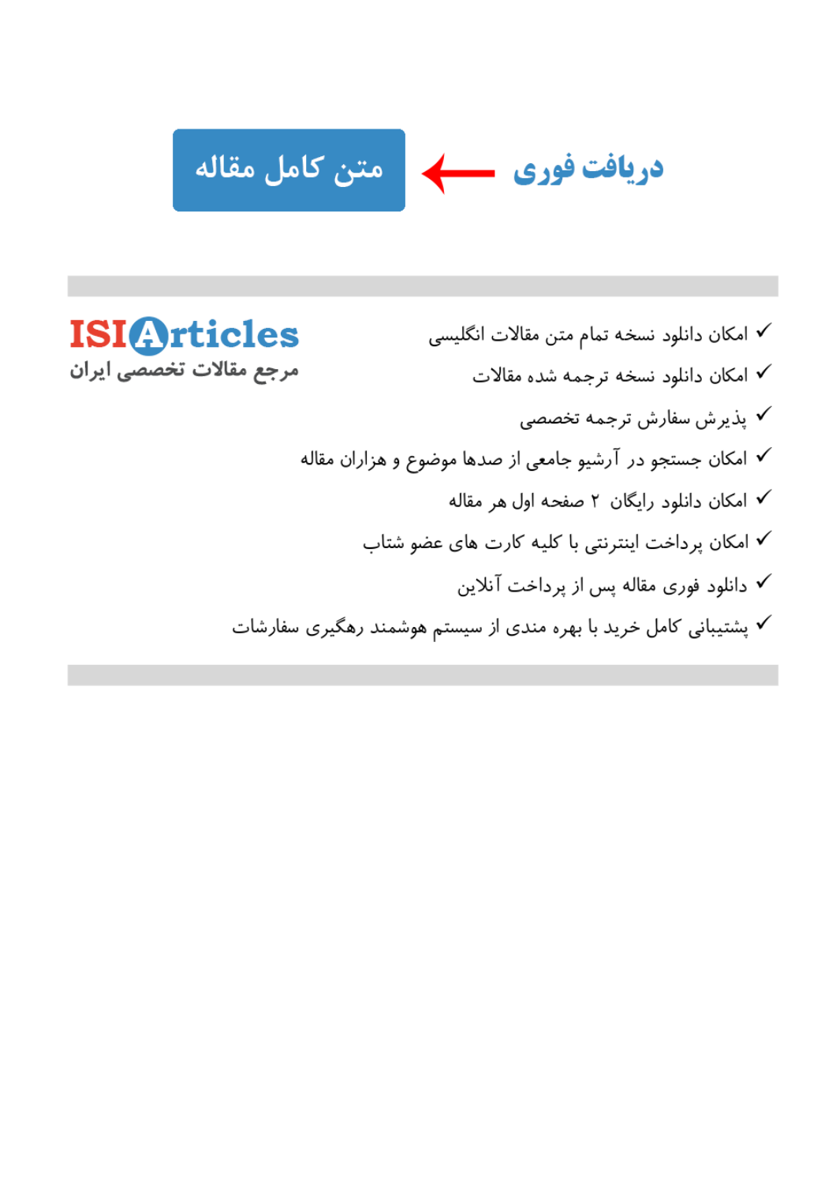دریافت فوری ← **متن کامل مقاله**

**ISIArticles**
مرجع مقالات تخصصی ایران

- ✓ امکان دانلود نسخه تمام متن مقالات انگلیسی
- ✓ امکان دانلود نسخه ترجمه شده مقالات
- ✓ پذیرش سفارش ترجمه تخصصی
- ✓ امکان جستجو در آرشیو جامعی از صدها موضوع و هزاران مقاله
- ✓ امکان دانلود رایگان ۲ صفحه اول هر مقاله
- ✓ امکان پرداخت اینترنتی با کلیه کارت های عضو شتاب
- ✓ دانلود فوری مقاله پس از پرداخت آنلاین
- ✓ پشتیبانی کامل خرید با بهره مندی از سیستم هوشمند رهگیری سفارشات